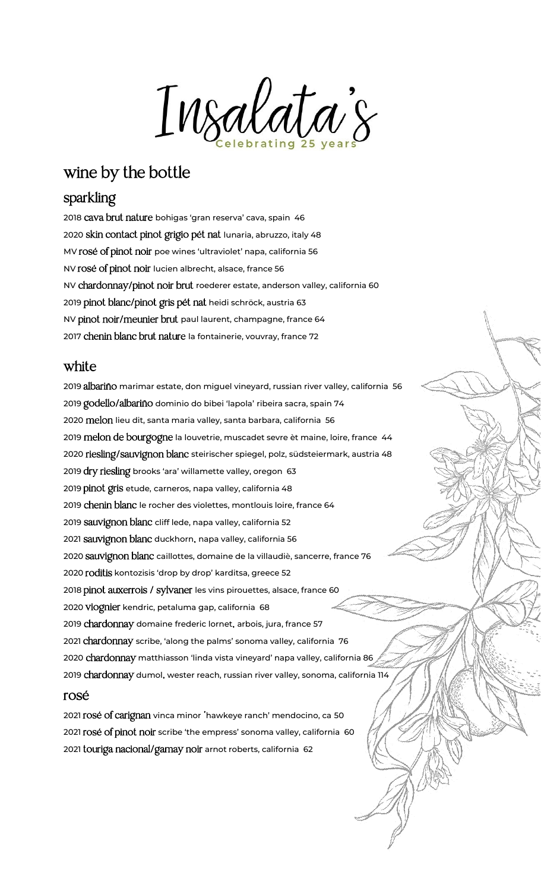# Insalata's

Celebrating 25 years

## wine by the bottle

### sparkling

2018 **cava brut nature** bohigas 'gran reserva' cava, spain 46

2020 **skin contact pinot grigio pét nat** lunaria, abruzzo, italy 48

MV **rosé of pinot noir** poe wines 'ultraviolet' napa, california 56

NV **rosé of pinot noir** lucien albrecht, alsace, france 56

NV **chardonnay/pinot noir brut** roederer estate, anderson valley, california 60

2019 **pinot blanc/pinot gris pét nat** heidi schröck, austria 63

NV **pinot noir/meunier brut** paul laurent, champagne, france 64

2017 **chenin blanc brut nature** la fontainerie, vouvray, france 72

### white

2019 **albariño** marimar estate, don miguel vineyard, russian river valley, california 56

2019 **godello/albariño** dominio do bibei 'lapola' ribeira sacra, spain 74

2020 **melon** lieu dit, santa maria valley, santa barbara, california 56

2019 **melon de bourgogne** la louvetrie, muscadet sevre èt maine, loire, france 44

2020 **riesling/sauvignon blanc** steirischer spiegel, polz, südsteiermark, austria 48

2019 **dry riesling** brooks 'ara' willamette valley, oregon 63

2019 **pinot gris** etude, carneros, napa valley, california 48

2019 **chenin blanc** le rocher des violettes, montlouis loire, france 64

2019 **sauvignon blanc** cliff lede, napa valley, california 52

2021 **sauvignon blanc** duckhorn, napa valley, california 56

2020 **sauvignon blanc** caillottes, domaine de la villaudiè, sancerre, france 76

2020 **roditis** kontozisis 'drop by drop' karditsa, greece 52

2018 **pinot auxerrois / sylvaner** les vins pirouettes, alsace, france 60

2020 **viognier** kendric, petaluma gap, california 68

2019 **chardonnay** domaine frederic lornet, arbois, jura, france 57

2021 **chardonnay** scribe, 'along the palms' sonoma valley, california 76

2020 **chardonnay** matthiasson 'linda vista vineyard' napa valley, california 86

2019 **chardonnay** dumol, wester reach, russian river valley, sonoma, california 114

### rosé

2021 **rosé of carignan** vinca minor 'hawkeye ranch' mendocino, ca 50

2021 **rosé of pinot noir** scribe 'the empress' sonoma valley, california 60

2021 **touriga nacional/gamay noir** arnot roberts, california 62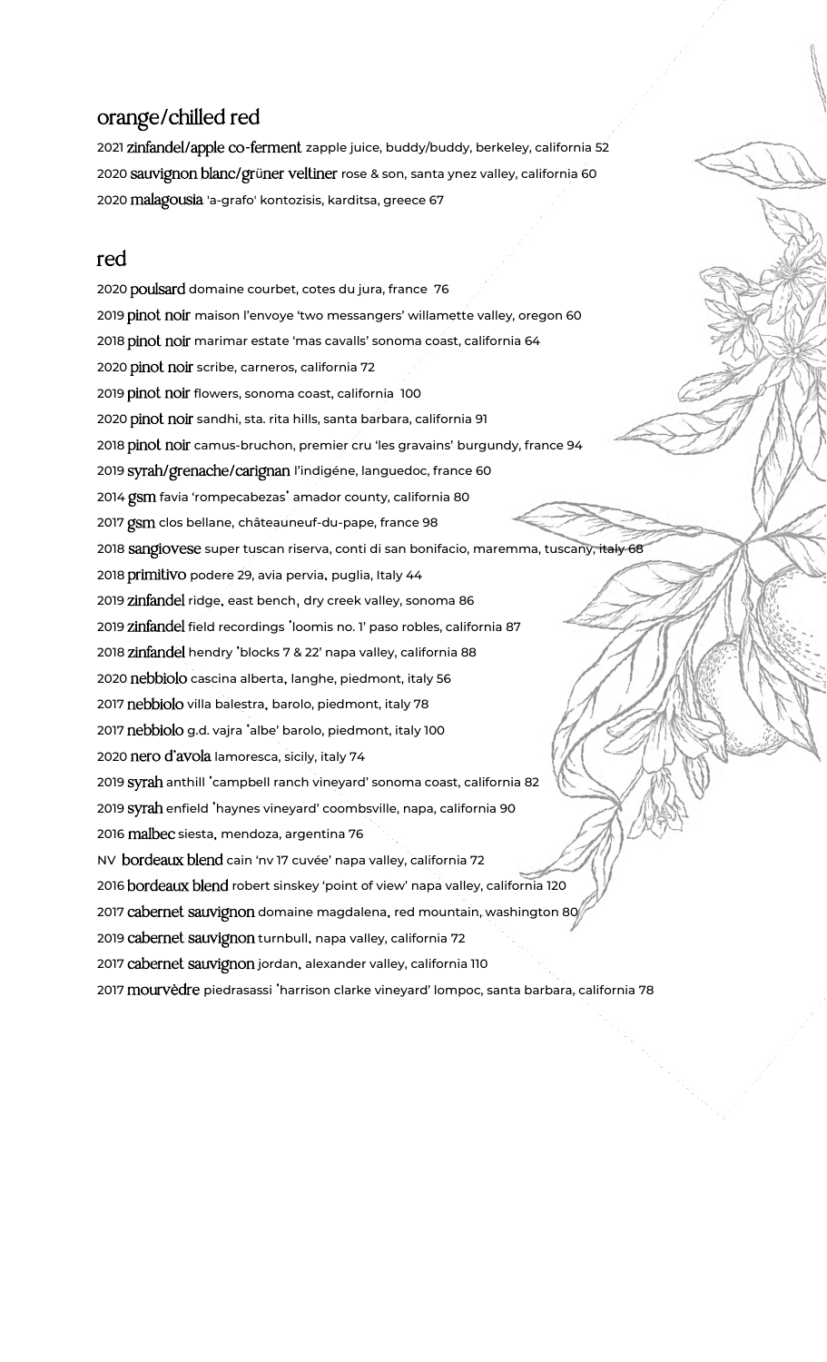## orange/chilled red

2021 **zinfandel/apple co-ferment** zapple juice, buddy/buddy, berkeley, california 52
2020 **sauvignon blanc/grüner veltiner** rose & son, santa ynez valley, california 60
2020 **malagousia** 'a-grafo' kontozisis, karditsa, greece 67

## red

2020 **poulsard** domaine courbet, cotes du jura, france 76
2019 **pinot noir** maison l'envoye 'two messangers' willamette valley, oregon 60
2018 **pinot noir** marimar estate 'mas cavalls' sonoma coast, california 64
2020 **pinot noir** scribe, carneros, california 72
2019 **pinot noir** flowers, sonoma coast, california 100
2020 **pinot noir** sandhi, sta. rita hills, santa barbara, california 91
2018 **pinot noir** camus-bruchon, premier cru 'les gravains' burgundy, france 94
2019 **syrah/grenache/carignan** l'indigéne, languedoc, france 60
2014 **gsm** favia 'rompecabezas' amador county, california 80
2017 **gsm** clos bellane, châteauneuf-du-pape, france 98
2018 **sangiovese** super tuscan riserva, conti di san bonifacio, maremma, tuscany, italy 68
2018 **primitivo** podere 29, avia pervia, puglia, Italy 44
2019 **zinfandel** ridge, east bench, dry creek valley, sonoma 86
2019 **zinfandel** field recordings 'loomis no. 1' paso robles, california 87
2018 **zinfandel** hendry 'blocks 7 & 22' napa valley, california 88
2020 **nebbiolo** cascina alberta, langhe, piedmont, italy 56
2017 **nebbiolo** villa balestra, barolo, piedmont, italy 78
2017 **nebbiolo** g.d. vajra 'albe' barolo, piedmont, italy 100
2020 **nero d'avola** lamoresca, sicily, italy 74
2019 **syrah** anthill 'campbell ranch vineyard' sonoma coast, california 82
2019 **syrah** enfield 'haynes vineyard' coombsville, napa, california 90
2016 **malbec** siesta, mendoza, argentina 76
NV **bordeaux blend** cain 'nv 17 cuvée' napa valley, california 72
2016 **bordeaux blend** robert sinskey 'point of view' napa valley, california 120
2017 **cabernet sauvignon** domaine magdalena, red mountain, washington 80
2019 **cabernet sauvignon** turnbull, napa valley, california 72
2017 **cabernet sauvignon** jordan, alexander valley, california 110
2017 **mourvèdre** piedrasassi 'harrison clarke vineyard' lompoc, santa barbara, california 78